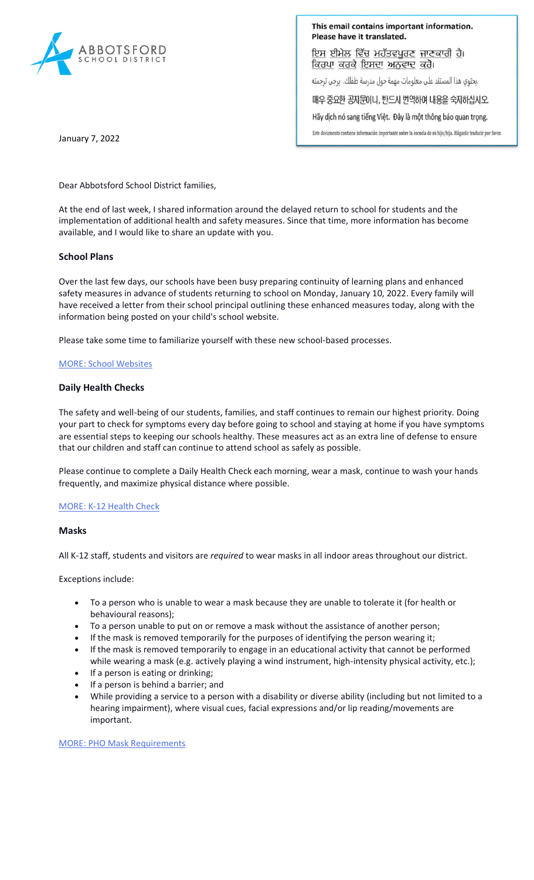ABBOTSFORD SCHOOL DISTRICT

**This email contains important information. Please have it translated.**

ਇਸ ਈਮੇਲ ਵਿੱਚ ਮਹੱਤਵਪੂਰਣ ਜਾਣਕਾਰੀ ਹੈ। ਕਿਰਪਾ ਕਰਕੇ ਇਸਦਾ ਅਨੁਵਾਦ ਕਰੋ।

.يحتوي هذا المستند على معلومات مهمة حول مدرسة طفلك. يرجى ترجمته

매우 중요한 공지문이니, 반드시 번역하여 내용을 숙지하십시오

Hãy dịch nó sang tiếng Việt. Đây là một thông báo quan trọng.

Este documento contiene información importante sobre la escuela de su hijo/hija. Háganlo traducir por favor.

January 7, 2022

Dear Abbotsford School District families,

At the end of last week, I shared information around the delayed return to school for students and the implementation of additional health and safety measures. Since that time, more information has become available, and I would like to share an update with you.

## School Plans

Over the last few days, our schools have been busy preparing continuity of learning plans and enhanced safety measures in advance of students returning to school on Monday, January 10, 2022. Every family will have received a letter from their school principal outlining these enhanced measures today, along with the information being posted on your child's school website.

Please take some time to familiarize yourself with these new school-based processes.

MORE: School Websites

## Daily Health Checks

The safety and well-being of our students, families, and staff continues to remain our highest priority. Doing your part to check for symptoms every day before going to school and staying at home if you have symptoms are essential steps to keeping our schools healthy. These measures act as an extra line of defense to ensure that our children and staff can continue to attend school as safely as possible.

Please continue to complete a Daily Health Check each morning, wear a mask, continue to wash your hands frequently, and maximize physical distance where possible.

MORE: K-12 Health Check

## Masks

All K-12 staff, students and visitors are *required* to wear masks in all indoor areas throughout our district.

Exceptions include:

- To a person who is unable to wear a mask because they are unable to tolerate it (for health or behavioural reasons);
- To a person unable to put on or remove a mask without the assistance of another person;
- If the mask is removed temporarily for the purposes of identifying the person wearing it;
- If the mask is removed temporarily to engage in an educational activity that cannot be performed while wearing a mask (e.g. actively playing a wind instrument, high-intensity physical activity, etc.);
- If a person is eating or drinking;
- If a person is behind a barrier; and
- While providing a service to a person with a disability or diverse ability (including but not limited to a hearing impairment), where visual cues, facial expressions and/or lip reading/movements are important.

MORE: PHO Mask Requirements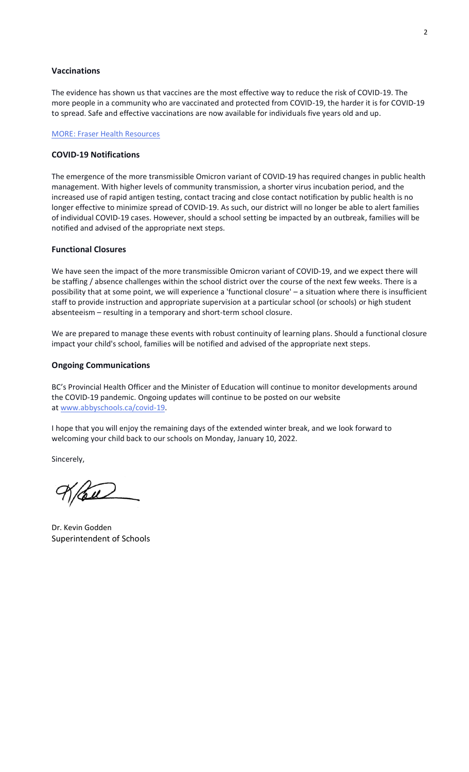**Vaccinations**

The evidence has shown us that vaccines are the most effective way to reduce the risk of COVID-19. The more people in a community who are vaccinated and protected from COVID-19, the harder it is for COVID-19 to spread. Safe and effective vaccinations are now available for individuals five years old and up.

MORE: Fraser Health Resources

**COVID-19 Notifications**

The emergence of the more transmissible Omicron variant of COVID-19 has required changes in public health management. With higher levels of community transmission, a shorter virus incubation period, and the increased use of rapid antigen testing, contact tracing and close contact notification by public health is no longer effective to minimize spread of COVID-19. As such, our district will no longer be able to alert families of individual COVID-19 cases. However, should a school setting be impacted by an outbreak, families will be notified and advised of the appropriate next steps.

**Functional Closures**

We have seen the impact of the more transmissible Omicron variant of COVID-19, and we expect there will be staffing / absence challenges within the school district over the course of the next few weeks. There is a possibility that at some point, we will experience a 'functional closure' – a situation where there is insufficient staff to provide instruction and appropriate supervision at a particular school (or schools) or high student absenteeism – resulting in a temporary and short-term school closure.

We are prepared to manage these events with robust continuity of learning plans. Should a functional closure impact your child's school, families will be notified and advised of the appropriate next steps.

**Ongoing Communications**

BC's Provincial Health Officer and the Minister of Education will continue to monitor developments around the COVID-19 pandemic. Ongoing updates will continue to be posted on our website at www.abbyschools.ca/covid-19.

I hope that you will enjoy the remaining days of the extended winter break, and we look forward to welcoming your child back to our schools on Monday, January 10, 2022.

Sincerely,

Dr. Kevin Godden
Superintendent of Schools